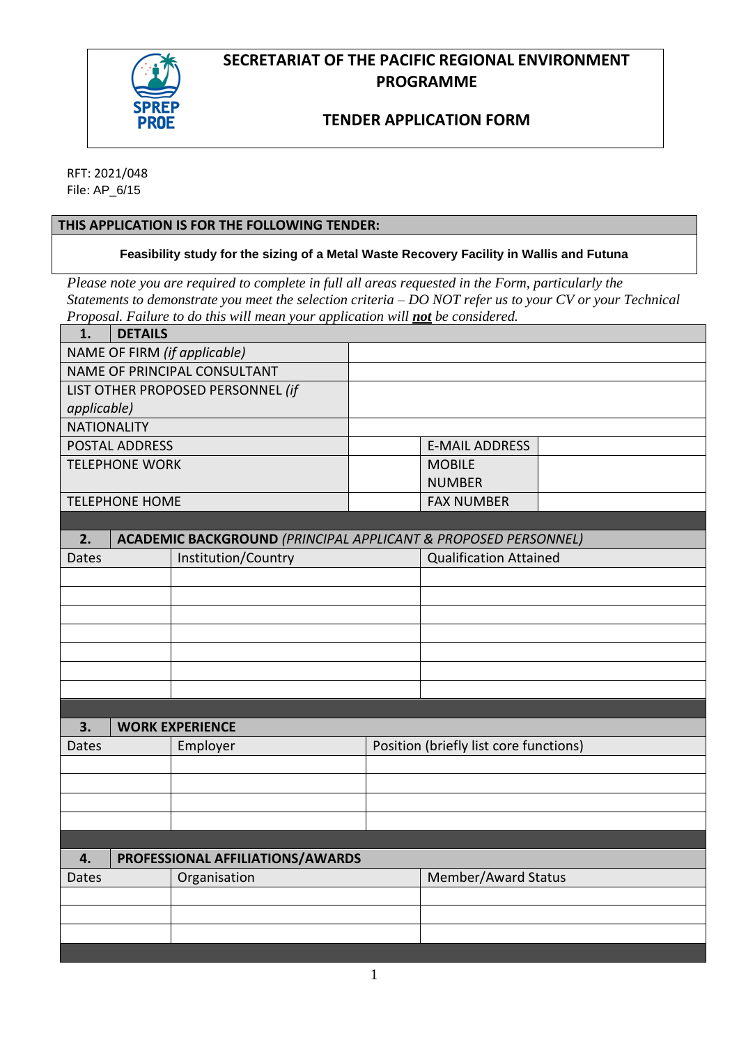# SECRETARIAT OF THE PACIFIC REGIONAL ENVIRONMENT PROGRAMME

## TENDER APPLICATION FORM

RFT: 2021/048
File: AP_6/15

| THIS APPLICATION IS FOR THE FOLLOWING TENDER: |
|---|
| **Feasibility study for the sizing of a Metal Waste Recovery Facility in Wallis and Futuna** |

*Please note you are required to complete in full all areas requested in the Form, particularly the Statements to demonstrate you meet the selection criteria – DO NOT refer us to your CV or your Technical Proposal. Failure to do this will mean your application will* ***not*** *be considered.*

| **1. DETAILS** | | | |
|---|---|---|---|
| NAME OF FIRM *(if applicable)* | | | |
| NAME OF PRINCIPAL CONSULTANT | | | |
| LIST OTHER PROPOSED PERSONNEL *(if applicable)* | | | |
| NATIONALITY | | | |
| POSTAL ADDRESS | | E-MAIL ADDRESS | |
| TELEPHONE WORK | | MOBILE NUMBER | |
| TELEPHONE HOME | | FAX NUMBER | |

**2. ACADEMIC BACKGROUND** *(PRINCIPAL APPLICANT & PROPOSED PERSONNEL)*

| Dates | Institution/Country | Qualification Attained |
|---|---|---|
| | | |
| | | |
| | | |
| | | |
| | | |
| | | |
| | | |

**3. WORK EXPERIENCE**

| Dates | Employer | Position (briefly list core functions) |
|---|---|---|
| | | |
| | | |
| | | |
| | | |

**4. PROFESSIONAL AFFILIATIONS/AWARDS**

| Dates | Organisation | Member/Award Status |
|---|---|---|
| | | |
| | | |
| | | |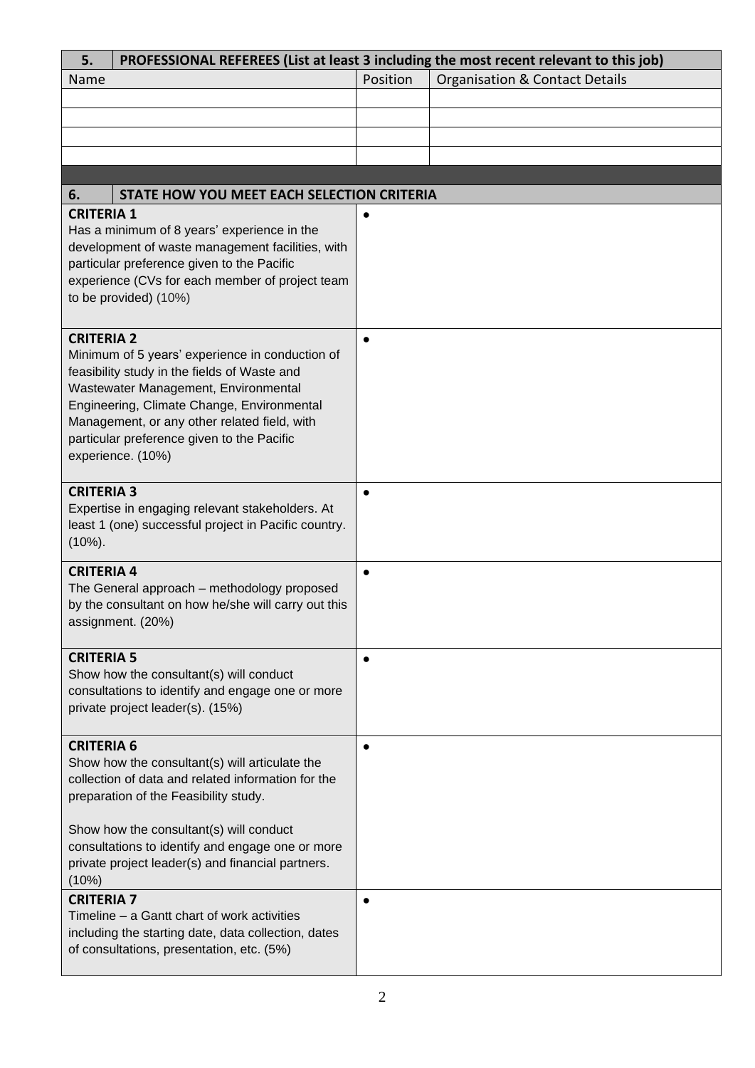| 5. | PROFESSIONAL REFEREES (List at least 3 including the most recent relevant to this job) | | |
|---|---|---|---|
| Name | | Position | Organisation & Contact Details |
| | | | |
| | | | |
| | | | |
| | | | |

| 6. STATE HOW YOU MEET EACH SELECTION CRITERIA | |
|---|---|
| **CRITERIA 1**<br>Has a minimum of 8 years' experience in the development of waste management facilities, with particular preference given to the Pacific experience (CVs for each member of project team to be provided) (10%) | • |
| **CRITERIA 2**<br>Minimum of 5 years' experience in conduction of feasibility study in the fields of Waste and Wastewater Management, Environmental Engineering, Climate Change, Environmental Management, or any other related field, with particular preference given to the Pacific experience. (10%) | • |
| **CRITERIA 3**<br>Expertise in engaging relevant stakeholders. At least 1 (one) successful project in Pacific country. (10%). | • |
| **CRITERIA 4**<br>The General approach – methodology proposed by the consultant on how he/she will carry out this assignment. (20%) | • |
| **CRITERIA 5**<br>Show how the consultant(s) will conduct consultations to identify and engage one or more private project leader(s). (15%) | • |
| **CRITERIA 6**<br>Show how the consultant(s) will articulate the collection of data and related information for the preparation of the Feasibility study.<br><br>Show how the consultant(s) will conduct consultations to identify and engage one or more private project leader(s) and financial partners. (10%) | • |
| **CRITERIA 7**<br>Timeline – a Gantt chart of work activities including the starting date, data collection, dates of consultations, presentation, etc. (5%) | • |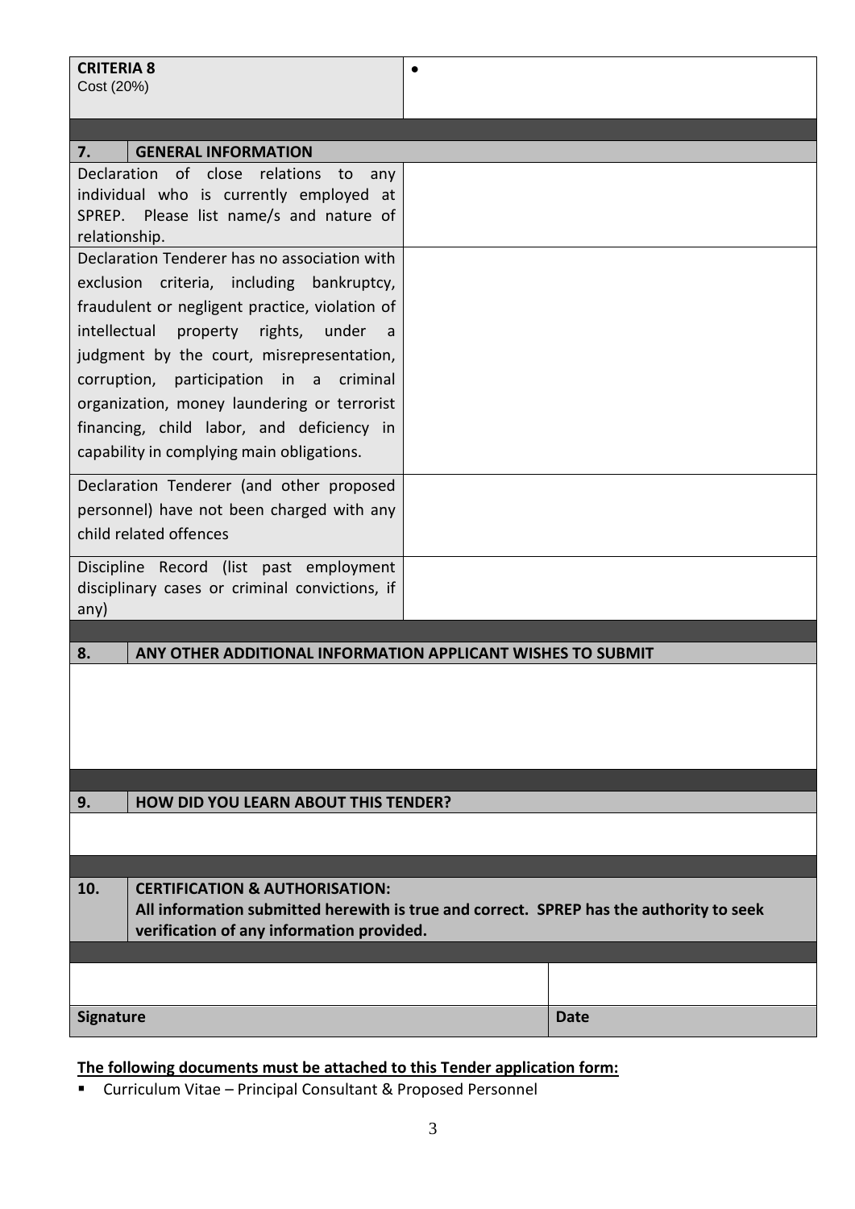| **CRITERIA 8**<br>Cost (20%) | • |
|---|---|

| **7.** | **GENERAL INFORMATION** |
|---|---|
| Declaration of close relations to any individual who is currently employed at SPREP. Please list name/s and nature of relationship. | |
| Declaration Tenderer has no association with exclusion criteria, including bankruptcy, fraudulent or negligent practice, violation of intellectual property rights, under a judgment by the court, misrepresentation, corruption, participation in a criminal organization, money laundering or terrorist financing, child labor, and deficiency in capability in complying main obligations. | |
| Declaration Tenderer (and other proposed personnel) have not been charged with any child related offences | |
| Discipline Record (list past employment disciplinary cases or criminal convictions, if any) | |

| **8.** | **ANY OTHER ADDITIONAL INFORMATION APPLICANT WISHES TO SUBMIT** |
|---|---|
| | |

| **9.** | **HOW DID YOU LEARN ABOUT THIS TENDER?** |
|---|---|
| | |

| **10.** | **CERTIFICATION & AUTHORISATION:**<br>**All information submitted herewith is true and correct. SPREP has the authority to seek verification of any information provided.** |
|---|---|

| | |
|---|---|
| **Signature** | **Date** |

**The following documents must be attached to this Tender application form:**

- Curriculum Vitae – Principal Consultant & Proposed Personnel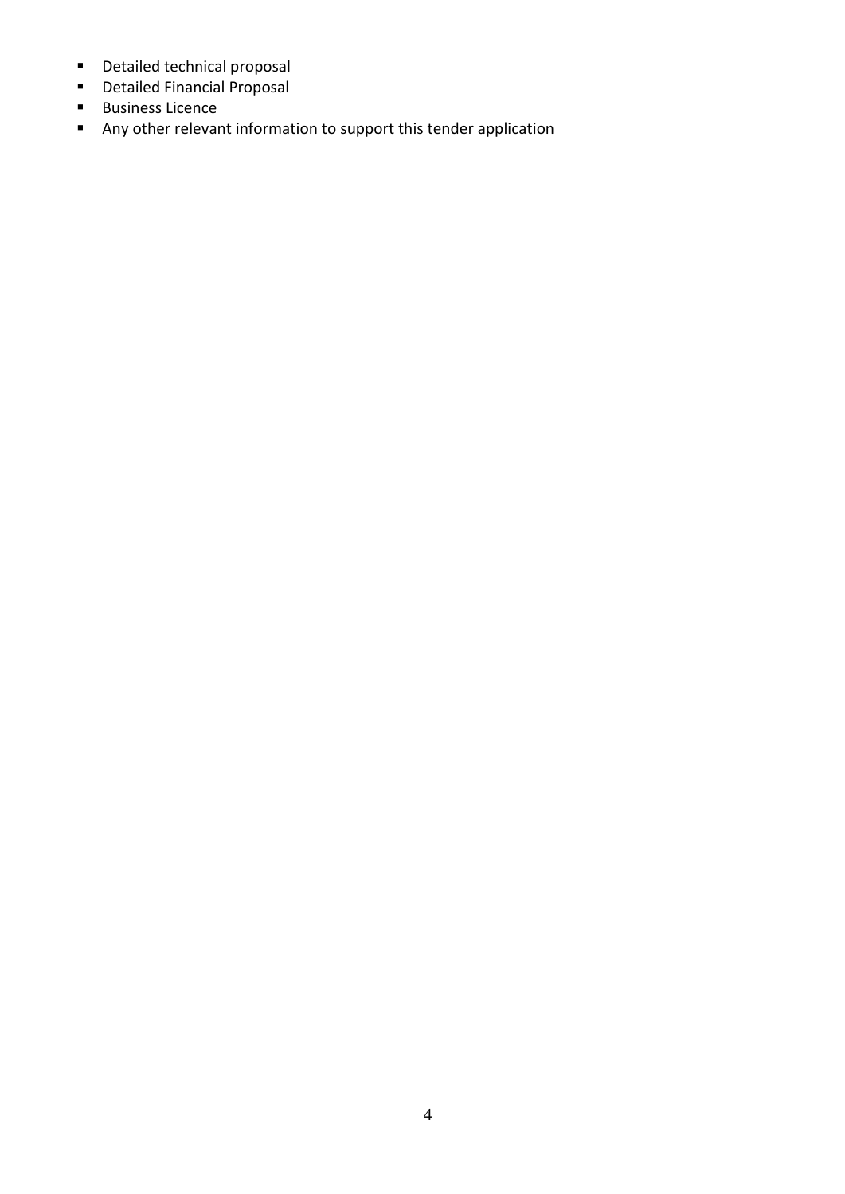- Detailed technical proposal
- Detailed Financial Proposal
- Business Licence
- Any other relevant information to support this tender application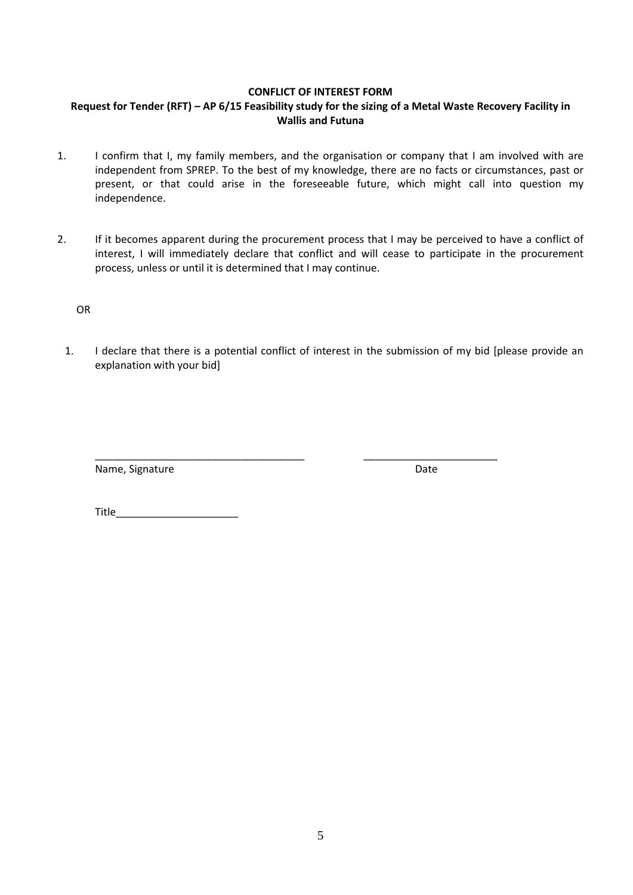**CONFLICT OF INTEREST FORM**

**Request for Tender (RFT) – AP 6/15 Feasibility study for the sizing of a Metal Waste Recovery Facility in Wallis and Futuna**

1. I confirm that I, my family members, and the organisation or company that I am involved with are independent from SPREP. To the best of my knowledge, there are no facts or circumstances, past or present, or that could arise in the foreseeable future, which might call into question my independence.

2. If it becomes apparent during the procurement process that I may be perceived to have a conflict of interest, I will immediately declare that conflict and will cease to participate in the procurement process, unless or until it is determined that I may continue.

OR

1. I declare that there is a potential conflict of interest in the submission of my bid [please provide an explanation with your bid]

___________________________________ ______________________

Name, Signature Date

Title_____________________